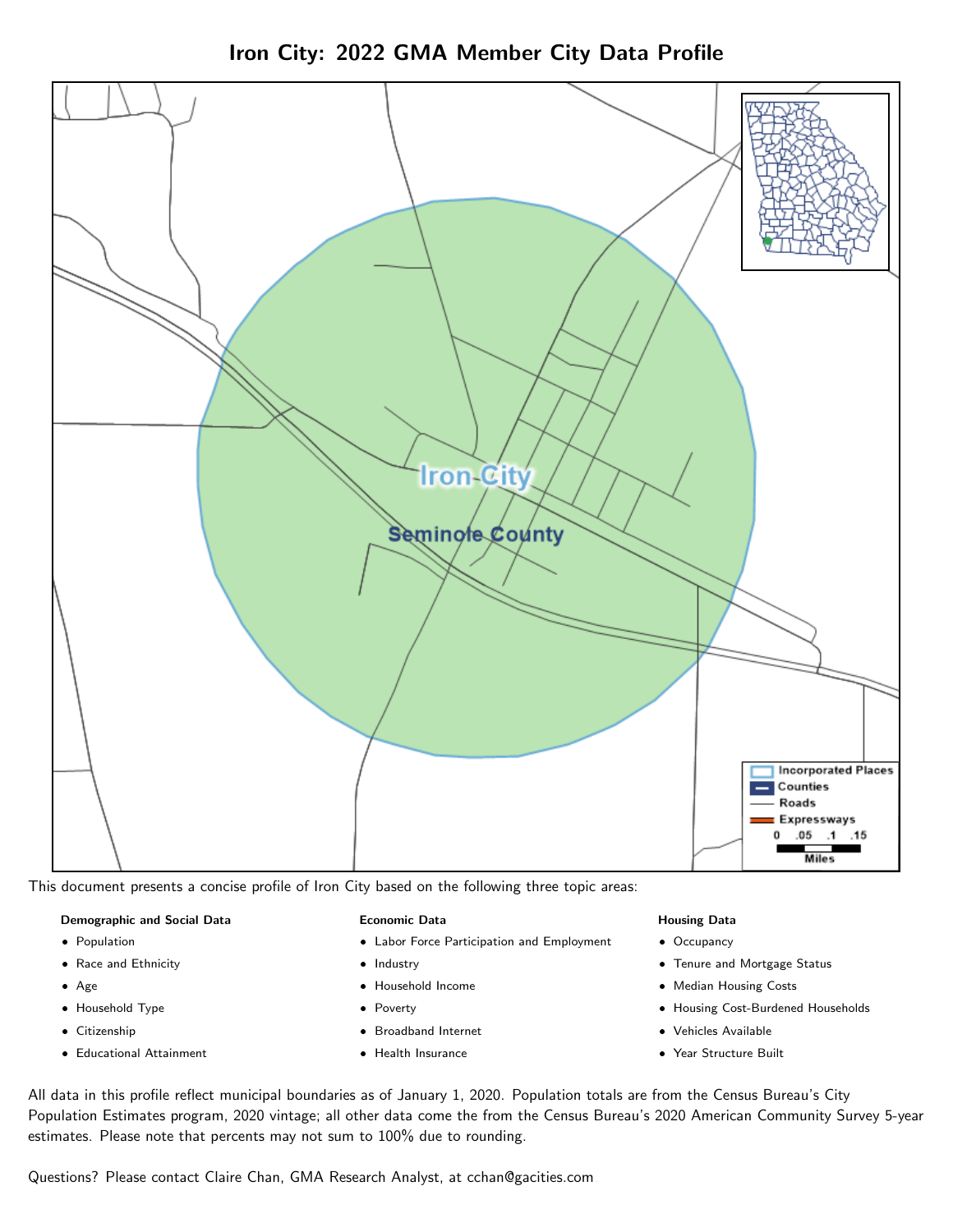# Iron City: 2022 GMA Member City Data Profile

Iron City

Seminole County

Incorporated Places

Counties

Roads

Expressways

0 .05 .1 .15

Miles

This document presents a concise profile of Iron City based on the following three topic areas:

**Demographic and Social Data**

- Population
- Race and Ethnicity
- Age
- Household Type
- Citizenship
- Educational Attainment

**Economic Data**

- Labor Force Participation and Employment
- Industry
- Household Income
- Poverty
- Broadband Internet
- Health Insurance

**Housing Data**

- Occupancy
- Tenure and Mortgage Status
- Median Housing Costs
- Housing Cost-Burdened Households
- Vehicles Available
- Year Structure Built

All data in this profile reflect municipal boundaries as of January 1, 2020. Population totals are from the Census Bureau's City Population Estimates program, 2020 vintage; all other data come the from the Census Bureau's 2020 American Community Survey 5-year estimates. Please note that percents may not sum to 100% due to rounding.

Questions? Please contact Claire Chan, GMA Research Analyst, at cchan@gacities.com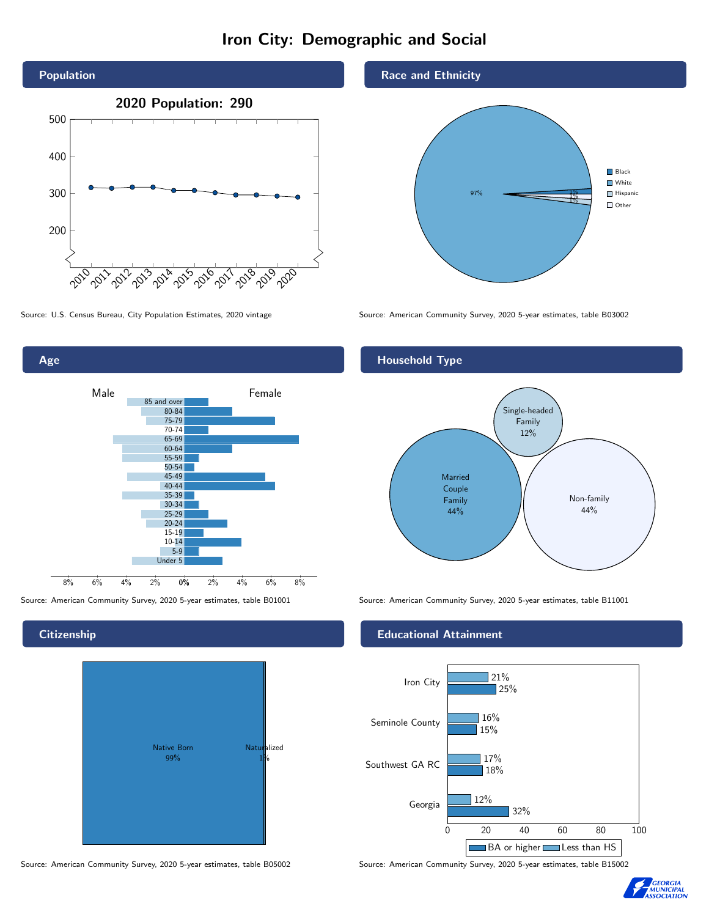# Iron City: Demographic and Social

## Population

2020 Population: 290

500
400
300
200

2010 2011 2012 2013 2014 2015 2016 2017 2018 2019 2020

Source: U.S. Census Bureau, City Population Estimates, 2020 vintage

## Race and Ethnicity

97%
1%
1%

Black
White
Hispanic
Other

Source: American Community Survey, 2020 5-year estimates, table B03002

## Age

Male
Female

85 and over
80-84
75-79
70-74
65-69
60-64
55-59
50-54
45-49
40-44
35-39
30-34
25-29
20-24
15-19
10-14
5-9
Under 5

8% 6% 4% 2% 0% 2% 4% 6% 8%

Source: American Community Survey, 2020 5-year estimates, table B01001

## Household Type

Single-headed Family
12%

Married Couple Family
44%

Non-family
44%

Source: American Community Survey, 2020 5-year estimates, table B11001

## Citizenship

Native Born
99%

Naturalized
1%

Source: American Community Survey, 2020 5-year estimates, table B05002

## Educational Attainment

Iron City
21%
25%

Seminole County
16%
15%

Southwest GA RC
17%
18%

Georgia
12%
32%

0 20 40 60 80 100

BA or higher
Less than HS

Source: American Community Survey, 2020 5-year estimates, table B15002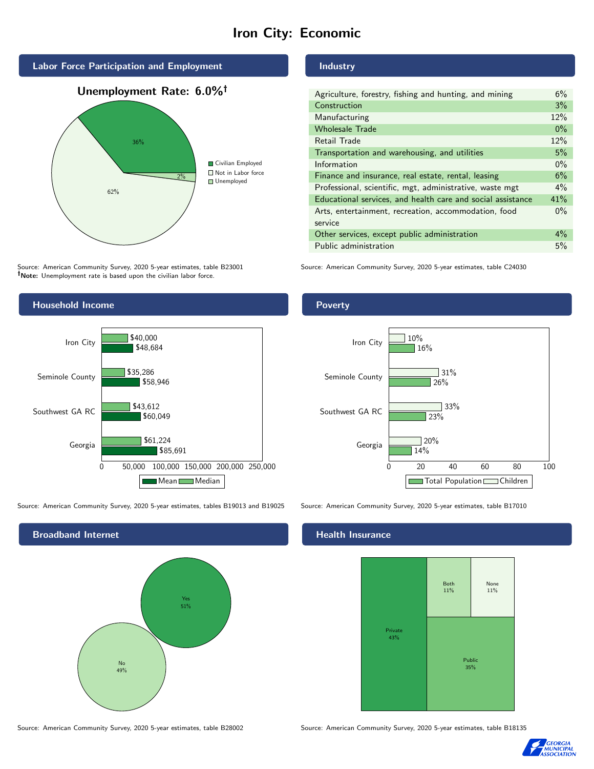# Iron City: Economic

## Labor Force Participation and Employment

Unemployment Rate: 6.0%†

36%
2%
62%

Civilian Employed
Not in Labor force
Unemployed

Source: American Community Survey, 2020 5-year estimates, table B23001
**†Note:** Unemployment rate is based upon the civilian labor force.

## Industry

| | |
|---|---|
| Agriculture, forestry, fishing and hunting, and mining | 6% |
| Construction | 3% |
| Manufacturing | 12% |
| Wholesale Trade | 0% |
| Retail Trade | 12% |
| Transportation and warehousing, and utilities | 5% |
| Information | 0% |
| Finance and insurance, real estate, rental, leasing | 6% |
| Professional, scientific, mgt, administrative, waste mgt | 4% |
| Educational services, and health care and social assistance | 41% |
| Arts, entertainment, recreation, accommodation, food service | 0% |
| Other services, except public administration | 4% |
| Public administration | 5% |

Source: American Community Survey, 2020 5-year estimates, table C24030

## Household Income

Iron City
$40,000
$48,684

Seminole County
$35,286
$58,946

Southwest GA RC
$43,612
$60,049

Georgia
$61,224
$85,691

0 50,000 100,000 150,000 200,000 250,000

Mean Median

Source: American Community Survey, 2020 5-year estimates, tables B19013 and B19025

## Poverty

Iron City
10%
16%

Seminole County
31%
26%

Southwest GA RC
33%
23%

Georgia
20%
14%

0 20 40 60 80 100

Total Population Children

Source: American Community Survey, 2020 5-year estimates, table B17010

## Broadband Internet

Yes
51%

No
49%

Source: American Community Survey, 2020 5-year estimates, table B28002

## Health Insurance

Private
43%

Both
11%

None
11%

Public
35%

Source: American Community Survey, 2020 5-year estimates, table B18135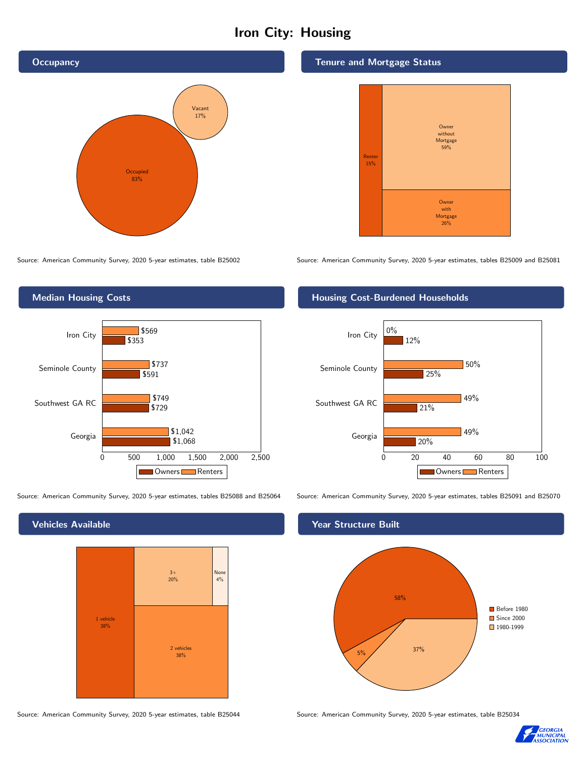# Iron City: Housing

## Occupancy

Vacant
17%

Occupied
83%

Source: American Community Survey, 2020 5-year estimates, table B25002

## Tenure and Mortgage Status

Renter
15%

Owner
without
Mortgage
59%

Owner
with
Mortgage
26%

Source: American Community Survey, 2020 5-year estimates, tables B25009 and B25081

## Median Housing Costs

Iron City
$569
$353

Seminole County
$737
$591

Southwest GA RC
$749
$729

Georgia
$1,042
$1,068

0
500
1,000
1,500
2,000
2,500

Owners
Renters

Source: American Community Survey, 2020 5-year estimates, tables B25088 and B25064

## Housing Cost-Burdened Households

Iron City
0%
12%

Seminole County
50%
25%

Southwest GA RC
49%
21%

Georgia
49%
20%

0
20
40
60
80
100

Owners
Renters

Source: American Community Survey, 2020 5-year estimates, tables B25091 and B25070

## Vehicles Available

1 vehicle
38%

3+
20%

None
4%

2 vehicles
38%

Source: American Community Survey, 2020 5-year estimates, table B25044

## Year Structure Built

58%

5%

37%

Before 1980
Since 2000
1980-1999

Source: American Community Survey, 2020 5-year estimates, table B25034

GEORGIA MUNICIPAL ASSOCIATION